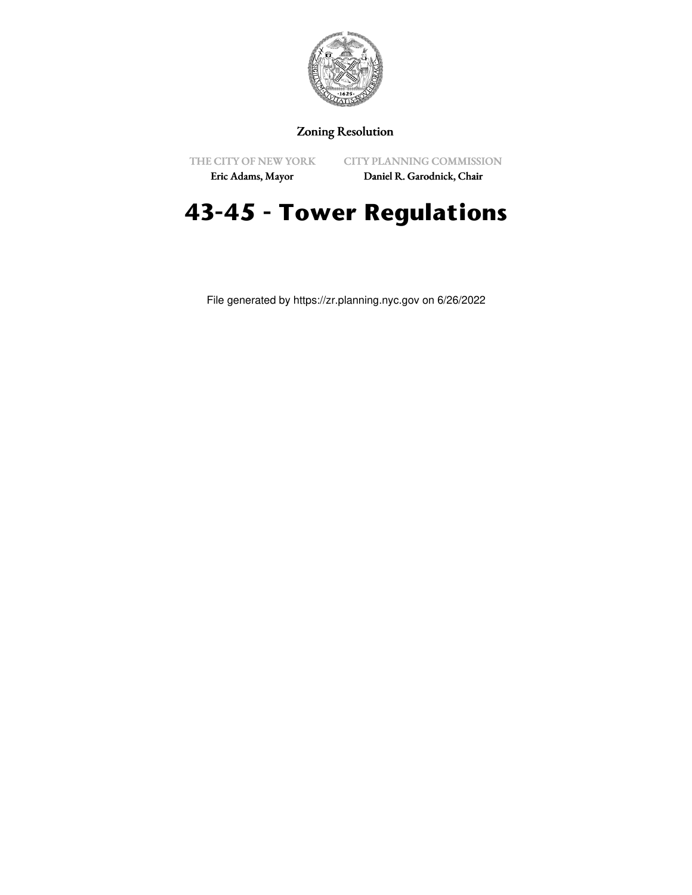Zoning Resolution

THE CITY OF NEW YORK
Eric Adams, Mayor

CITY PLANNING COMMISSION
Daniel R. Garodnick, Chair

# 43-45 - Tower Regulations

File generated by https://zr.planning.nyc.gov on 6/26/2022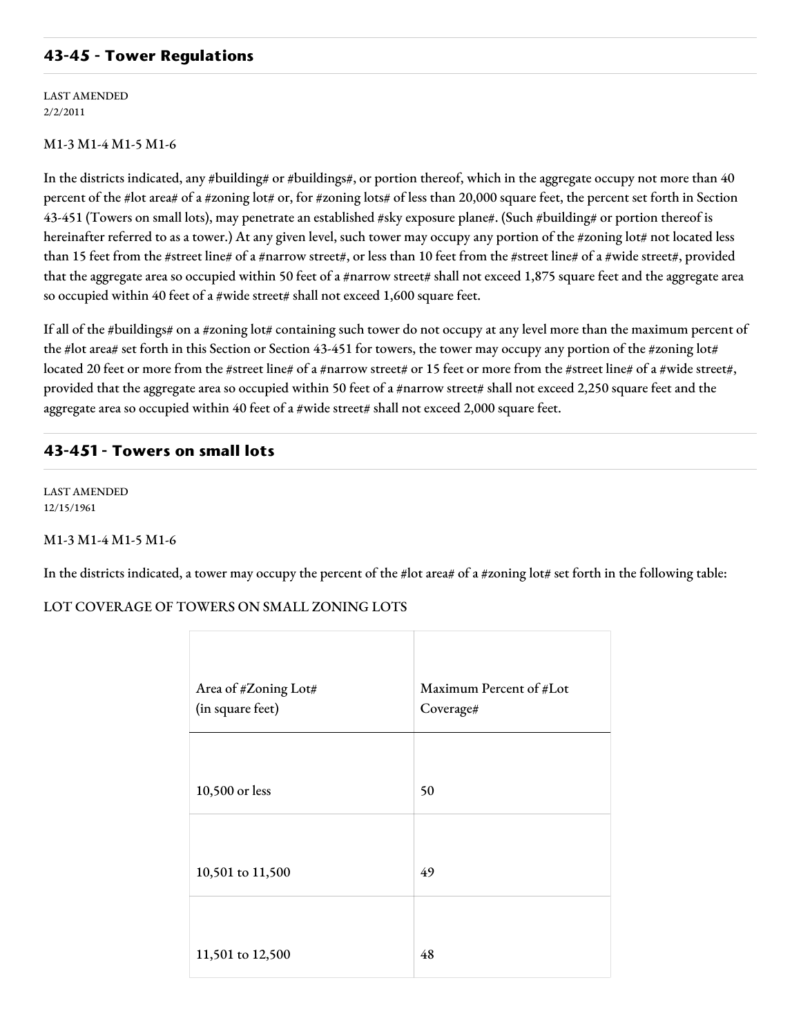## 43-45 - Tower Regulations

LAST AMENDED
2/2/2011

M1-3 M1-4 M1-5 M1-6

In the districts indicated, any #building# or #buildings#, or portion thereof, which in the aggregate occupy not more than 40 percent of the #lot area# of a #zoning lot# or, for #zoning lots# of less than 20,000 square feet, the percent set forth in Section 43-451 (Towers on small lots), may penetrate an established #sky exposure plane#. (Such #building# or portion thereof is hereinafter referred to as a tower.) At any given level, such tower may occupy any portion of the #zoning lot# not located less than 15 feet from the #street line# of a #narrow street#, or less than 10 feet from the #street line# of a #wide street#, provided that the aggregate area so occupied within 50 feet of a #narrow street# shall not exceed 1,875 square feet and the aggregate area so occupied within 40 feet of a #wide street# shall not exceed 1,600 square feet.

If all of the #buildings# on a #zoning lot# containing such tower do not occupy at any level more than the maximum percent of the #lot area# set forth in this Section or Section 43-451 for towers, the tower may occupy any portion of the #zoning lot# located 20 feet or more from the #street line# of a #narrow street# or 15 feet or more from the #street line# of a #wide street#, provided that the aggregate area so occupied within 50 feet of a #narrow street# shall not exceed 2,250 square feet and the aggregate area so occupied within 40 feet of a #wide street# shall not exceed 2,000 square feet.

## 43-451 - Towers on small lots

LAST AMENDED
12/15/1961

M1-3 M1-4 M1-5 M1-6

In the districts indicated, a tower may occupy the percent of the #lot area# of a #zoning lot# set forth in the following table:

LOT COVERAGE OF TOWERS ON SMALL ZONING LOTS

| Area of #Zoning Lot# (in square feet) | Maximum Percent of #Lot Coverage# |
|---|---|
| 10,500 or less | 50 |
| 10,501 to 11,500 | 49 |
| 11,501 to 12,500 | 48 |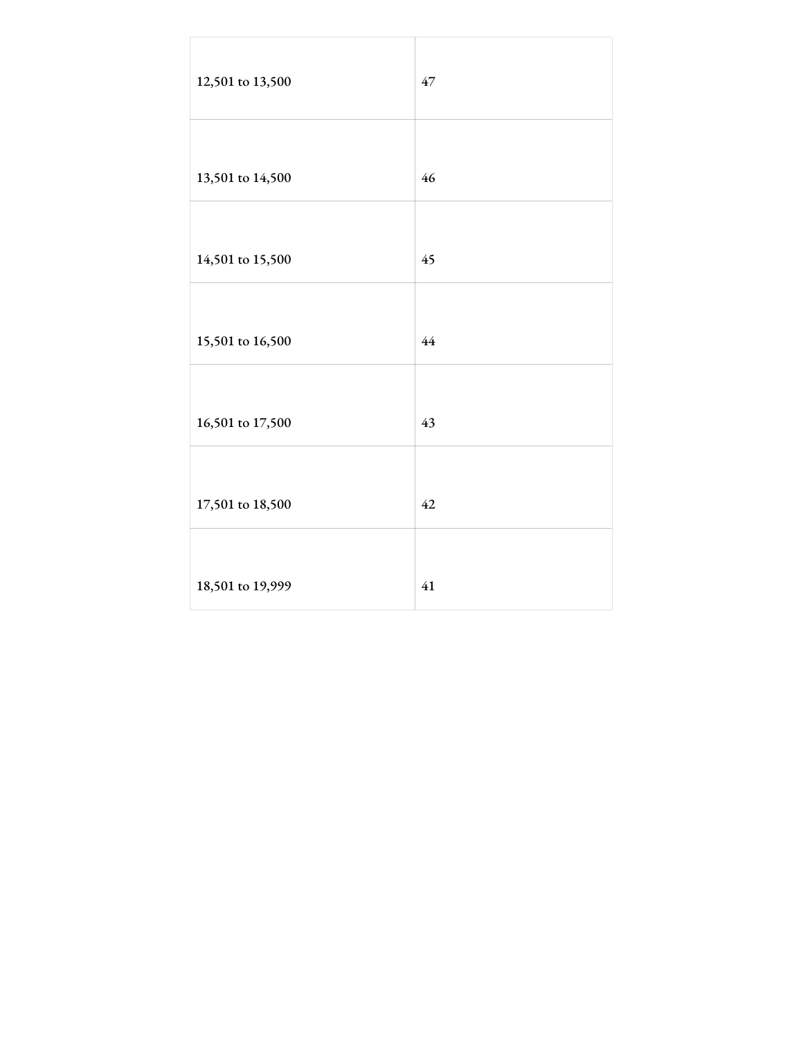| | |
|---|---|
| 12,501 to 13,500 | 47 |
| 13,501 to 14,500 | 46 |
| 14,501 to 15,500 | 45 |
| 15,501 to 16,500 | 44 |
| 16,501 to 17,500 | 43 |
| 17,501 to 18,500 | 42 |
| 18,501 to 19,999 | 41 |